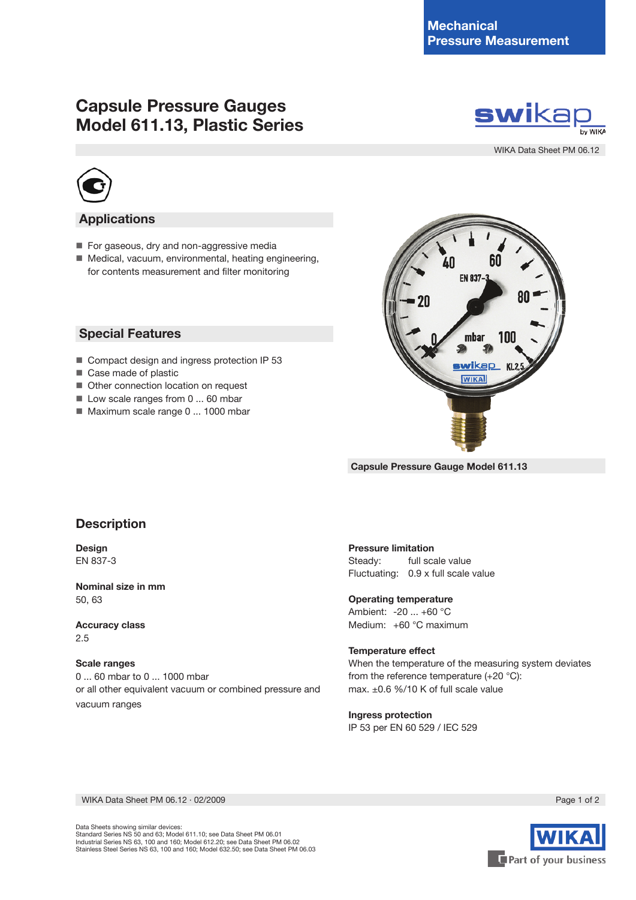Mechanical Pressure Measurement

# Capsule Pressure Gauges
# Model 611.13, Plastic Series

WIKA Data Sheet PM 06.12

## Applications

- For gaseous, dry and non-aggressive media
- Medical, vacuum, environmental, heating engineering, for contents measurement and filter monitoring

## Special Features

- Compact design and ingress protection IP 53
- Case made of plastic
- Other connection location on request
- Low scale ranges from 0 ... 60 mbar
- Maximum scale range 0 ... 1000 mbar

Capsule Pressure Gauge Model 611.13

## Description

**Design**
EN 837-3

**Nominal size in mm**
50, 63

**Accuracy class**
2.5

**Scale ranges**
0 ... 60 mbar to 0 ... 1000 mbar
or all other equivalent vacuum or combined pressure and vacuum ranges

**Pressure limitation**
Steady: full scale value
Fluctuating: 0.9 x full scale value

**Operating temperature**
Ambient: -20 ... +60 °C
Medium: +60 °C maximum

**Temperature effect**
When the temperature of the measuring system deviates from the reference temperature (+20 °C):
max. ±0.6 %/10 K of full scale value

**Ingress protection**
IP 53 per EN 60 529 / IEC 529

Data Sheets showing similar devices:
Standard Series NS 50 and 63; Model 611.10; see Data Sheet PM 06.01
Industrial Series NS 63, 100 and 160; Model 612.20; see Data Sheet PM 06.02
Stainless Steel Series NS 63, 100 and 160; Model 632.50; see Data Sheet PM 06.03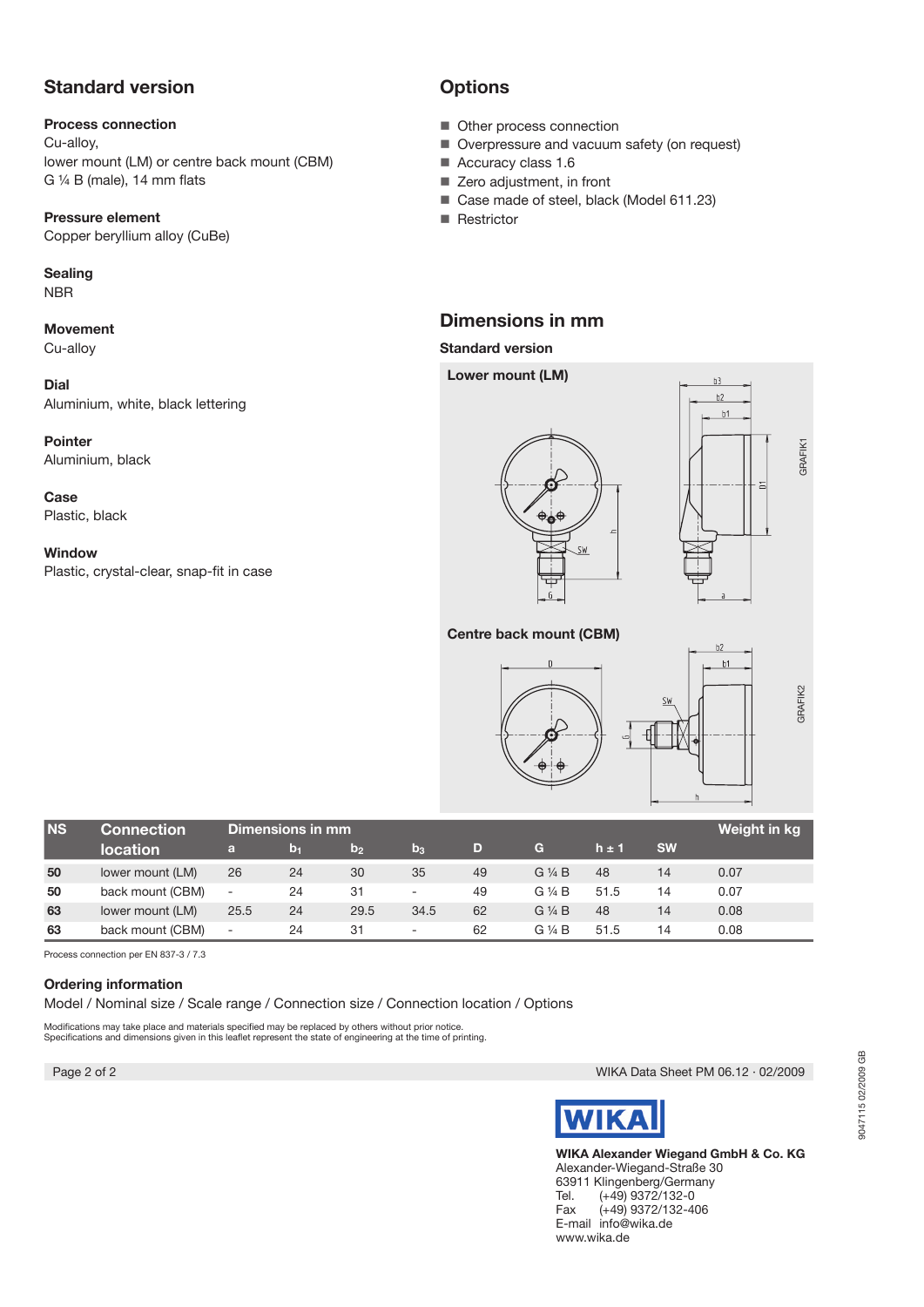## Standard version

**Process connection**
Cu-alloy,
lower mount (LM) or centre back mount (CBM)
G ¼ B (male), 14 mm flats

**Pressure element**
Copper beryllium alloy (CuBe)

**Sealing**
NBR

**Movement**
Cu-alloy

**Dial**
Aluminium, white, black lettering

**Pointer**
Aluminium, black

**Case**
Plastic, black

**Window**
Plastic, crystal-clear, snap-fit in case

## Options

- Other process connection
- Overpressure and vacuum safety (on request)
- Accuracy class 1.6
- Zero adjustment, in front
- Case made of steel, black (Model 611.23)
- Restrictor

## Dimensions in mm

**Standard version**

**Lower mount (LM)**

GRAFIK1

**Centre back mount (CBM)**

GRAFIK2

| NS | Connection location | Dimensions in mm | | | | | | | | Weight in kg |
|---|---|---|---|---|---|---|---|---|---|---|
| | | a | $b_1$ | $b_2$ | $b_3$ | D | G | h ± 1 | SW | |
| **50** | lower mount (LM) | 26 | 24 | 30 | 35 | 49 | G ¼ B | 48 | 14 | 0.07 |
| **50** | back mount (CBM) | - | 24 | 31 | - | 49 | G ¼ B | 51.5 | 14 | 0.07 |
| **63** | lower mount (LM) | 25.5 | 24 | 29.5 | 34.5 | 62 | G ¼ B | 48 | 14 | 0.08 |
| **63** | back mount (CBM) | - | 24 | 31 | - | 62 | G ¼ B | 51.5 | 14 | 0.08 |

Process connection per EN 837-3 / 7.3

**Ordering information**

Model / Nominal size / Scale range / Connection size / Connection location / Options

Modifications may take place and materials specified may be replaced by others without prior notice.
Specifications and dimensions given in this leaflet represent the state of engineering at the time of printing.

WIKA Data Sheet PM 06.12 · 02/2009

**WIKA Alexander Wiegand GmbH & Co. KG**
Alexander-Wiegand-Straße 30
63911 Klingenberg/Germany
Tel. (+49) 9372/132-0
Fax (+49) 9372/132-406
E-mail info@wika.de
www.wika.de

9047115 02/2009 GB